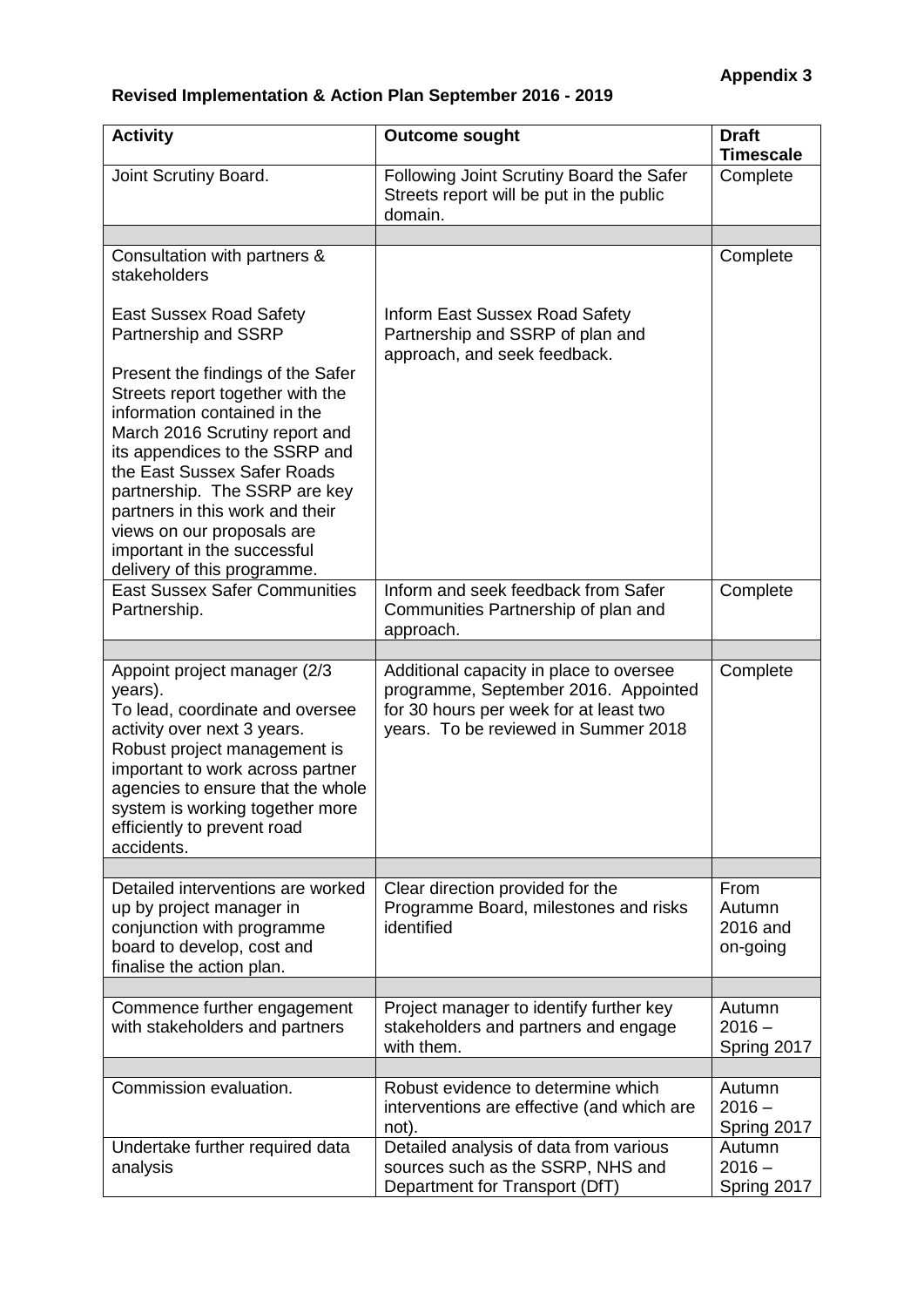**Appendix 3**

**Revised Implementation & Action Plan September 2016 - 2019**

| Activity | Outcome sought | Draft Timescale |
|---|---|---|
| Joint Scrutiny Board. | Following Joint Scrutiny Board the Safer Streets report will be put in the public domain. | Complete |
| | | |
| Consultation with partners & stakeholders<br><br>East Sussex Road Safety Partnership and SSRP<br><br>Present the findings of the Safer Streets report together with the information contained in the March 2016 Scrutiny report and its appendices to the SSRP and the East Sussex Safer Roads partnership. The SSRP are key partners in this work and their views on our proposals are important in the successful delivery of this programme. | <br><br><br>Inform East Sussex Road Safety Partnership and SSRP of plan and approach, and seek feedback. | Complete |
| East Sussex Safer Communities Partnership. | Inform and seek feedback from Safer Communities Partnership of plan and approach. | Complete |
| | | |
| Appoint project manager (2/3 years).<br>To lead, coordinate and oversee activity over next 3 years. Robust project management is important to work across partner agencies to ensure that the whole system is working together more efficiently to prevent road accidents. | Additional capacity in place to oversee programme, September 2016. Appointed for 30 hours per week for at least two years. To be reviewed in Summer 2018 | Complete |
| | | |
| Detailed interventions are worked up by project manager in conjunction with programme board to develop, cost and finalise the action plan. | Clear direction provided for the Programme Board, milestones and risks identified | From Autumn 2016 and on-going |
| | | |
| Commence further engagement with stakeholders and partners | Project manager to identify further key stakeholders and partners and engage with them. | Autumn 2016 – Spring 2017 |
| | | |
| Commission evaluation. | Robust evidence to determine which interventions are effective (and which are not). | Autumn 2016 – Spring 2017 |
| Undertake further required data analysis | Detailed analysis of data from various sources such as the SSRP, NHS and Department for Transport (DfT) | Autumn 2016 – Spring 2017 |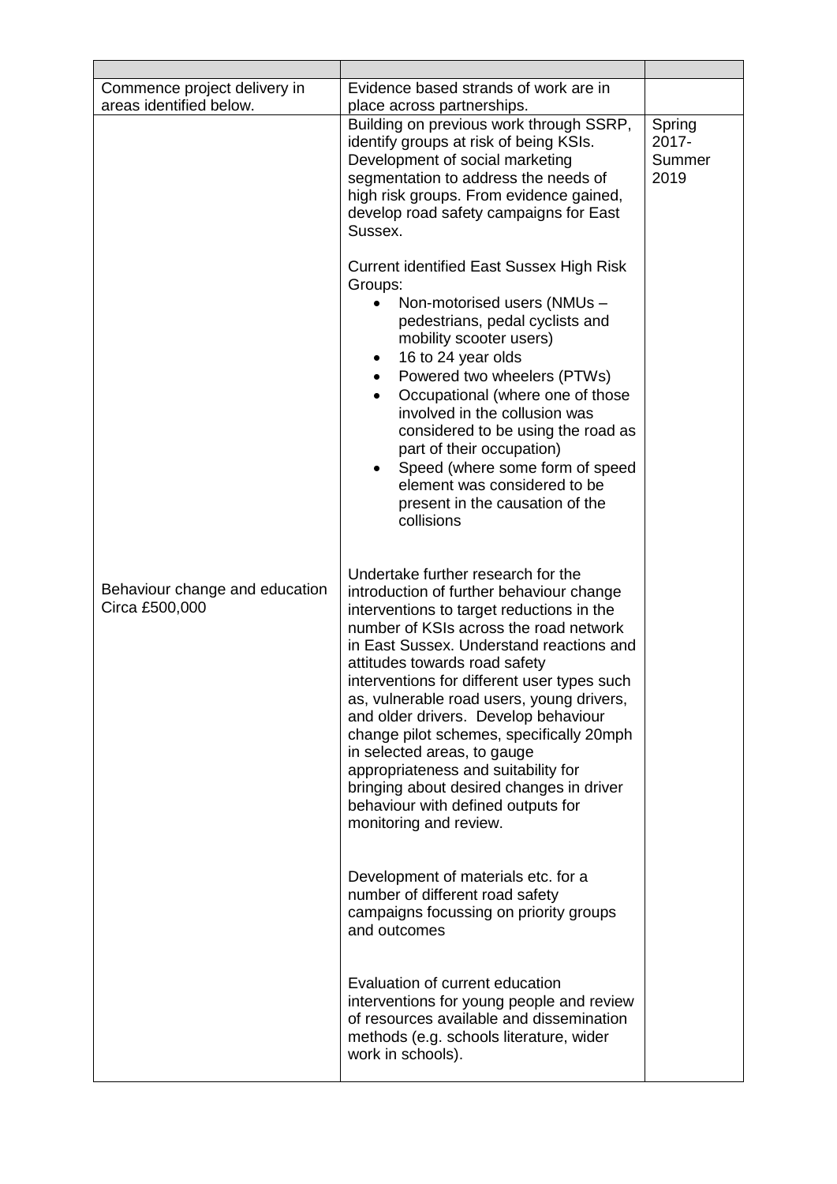| | | |
|---|---|---|
| Commence project delivery in areas identified below. | Evidence based strands of work are in place across partnerships. | |
| Behaviour change and education Circa £500,000 | Building on previous work through SSRP, identify groups at risk of being KSIs. Development of social marketing segmentation to address the needs of high risk groups. From evidence gained, develop road safety campaigns for East Sussex.<br><br>Current identified East Sussex High Risk Groups:<br>• Non-motorised users (NMUs – pedestrians, pedal cyclists and mobility scooter users)<br>• 16 to 24 year olds<br>• Powered two wheelers (PTWs)<br>• Occupational (where one of those involved in the collusion was considered to be using the road as part of their occupation)<br>• Speed (where some form of speed element was considered to be present in the causation of the collisions<br><br>Undertake further research for the introduction of further behaviour change interventions to target reductions in the number of KSIs across the road network in East Sussex. Understand reactions and attitudes towards road safety interventions for different user types such as, vulnerable road users, young drivers, and older drivers. Develop behaviour change pilot schemes, specifically 20mph in selected areas, to gauge appropriateness and suitability for bringing about desired changes in driver behaviour with defined outputs for monitoring and review.<br><br>Development of materials etc. for a number of different road safety campaigns focussing on priority groups and outcomes<br><br>Evaluation of current education interventions for young people and review of resources available and dissemination methods (e.g. schools literature, wider work in schools). | Spring 2017-Summer 2019 |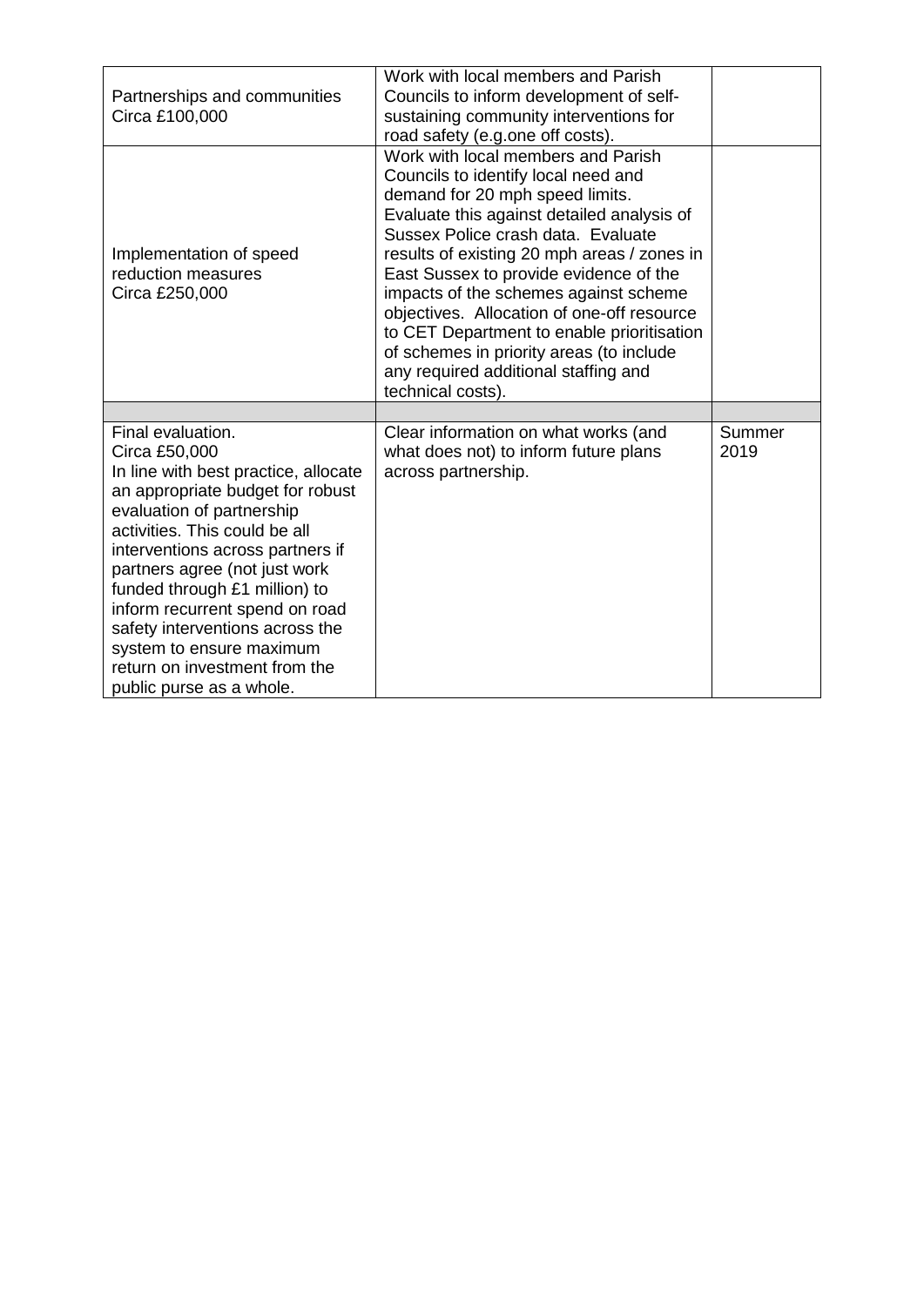| | | |
|---|---|---|
| Partnerships and communities<br>Circa £100,000 | Work with local members and Parish Councils to inform development of self-sustaining community interventions for road safety (e.g.one off costs). | |
| Implementation of speed reduction measures<br>Circa £250,000 | Work with local members and Parish Councils to identify local need and demand for 20 mph speed limits. Evaluate this against detailed analysis of Sussex Police crash data. Evaluate results of existing 20 mph areas / zones in East Sussex to provide evidence of the impacts of the schemes against scheme objectives. Allocation of one-off resource to CET Department to enable prioritisation of schemes in priority areas (to include any required additional staffing and technical costs). | |
| | | |
| Final evaluation.<br>Circa £50,000<br>In line with best practice, allocate an appropriate budget for robust evaluation of partnership activities. This could be all interventions across partners if partners agree (not just work funded through £1 million) to inform recurrent spend on road safety interventions across the system to ensure maximum return on investment from the public purse as a whole. | Clear information on what works (and what does not) to inform future plans across partnership. | Summer 2019 |